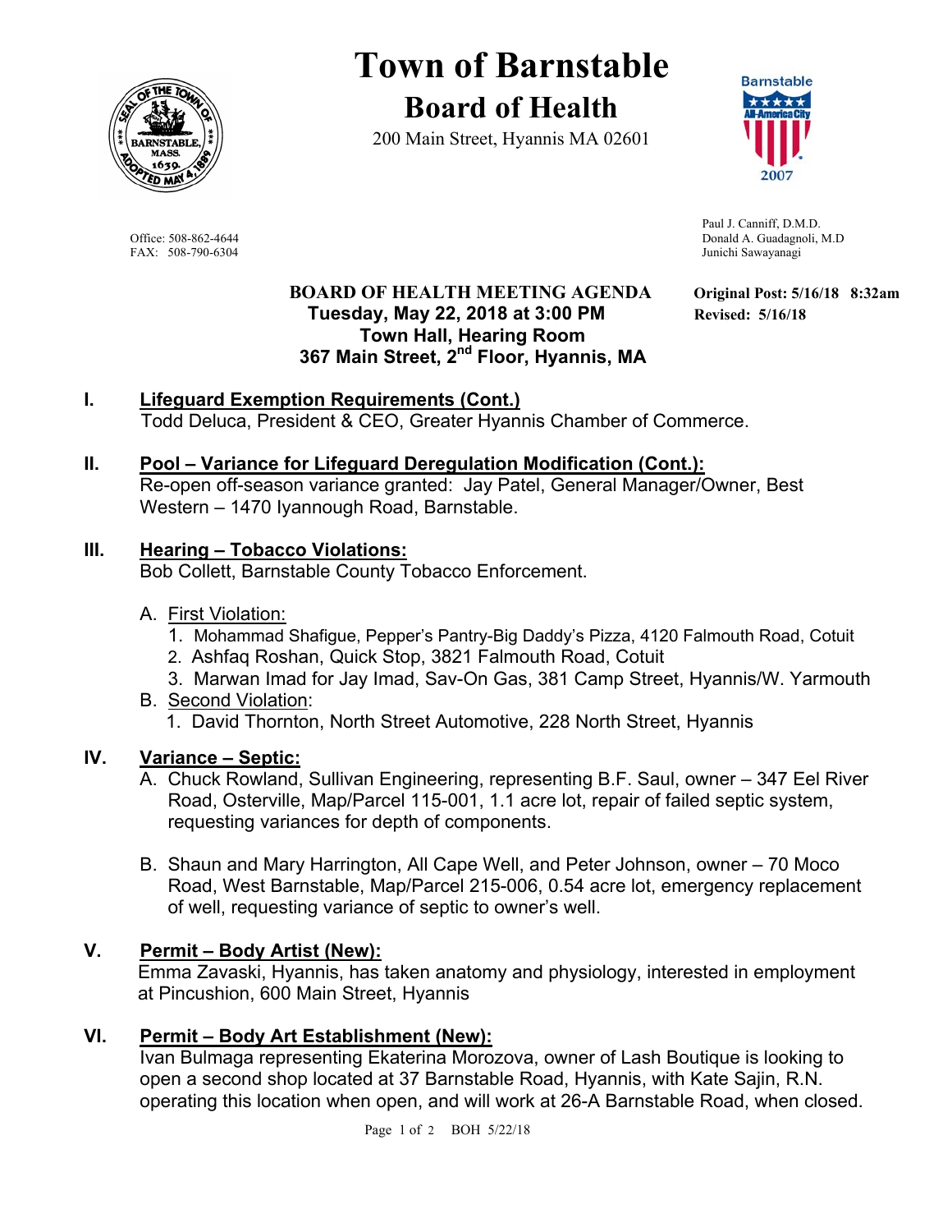# Town of Barnstable

## Board of Health

200 Main Street, Hyannis MA 02601

Office: 508-862-4644
FAX: 508-790-6304

Paul J. Canniff, D.M.D.
Donald A. Guadagnoli, M.D
Junichi Sawayanagi

**BOARD OF HEALTH MEETING AGENDA**
**Tuesday, May 22, 2018 at 3:00 PM**
**Town Hall, Hearing Room**
**367 Main Street, 2nd Floor, Hyannis, MA**

**Original Post: 5/16/18 8:32am**
**Revised: 5/16/18**

**I. Lifeguard Exemption Requirements (Cont.)**
Todd Deluca, President & CEO, Greater Hyannis Chamber of Commerce.

**II. Pool – Variance for Lifeguard Deregulation Modification (Cont.):**
Re-open off-season variance granted: Jay Patel, General Manager/Owner, Best Western – 1470 Iyannough Road, Barnstable.

**III. Hearing – Tobacco Violations:**
Bob Collett, Barnstable County Tobacco Enforcement.

A. First Violation:
1. Mohammad Shafigue, Pepper's Pantry-Big Daddy's Pizza, 4120 Falmouth Road, Cotuit
2. Ashfaq Roshan, Quick Stop, 3821 Falmouth Road, Cotuit
3. Marwan Imad for Jay Imad, Sav-On Gas, 381 Camp Street, Hyannis/W. Yarmouth

B. Second Violation:
1. David Thornton, North Street Automotive, 228 North Street, Hyannis

**IV. Variance – Septic:**

A. Chuck Rowland, Sullivan Engineering, representing B.F. Saul, owner – 347 Eel River Road, Osterville, Map/Parcel 115-001, 1.1 acre lot, repair of failed septic system, requesting variances for depth of components.

B. Shaun and Mary Harrington, All Cape Well, and Peter Johnson, owner – 70 Moco Road, West Barnstable, Map/Parcel 215-006, 0.54 acre lot, emergency replacement of well, requesting variance of septic to owner's well.

**V. Permit – Body Artist (New):**
Emma Zavaski, Hyannis, has taken anatomy and physiology, interested in employment at Pincushion, 600 Main Street, Hyannis

**VI. Permit – Body Art Establishment (New):**
Ivan Bulmaga representing Ekaterina Morozova, owner of Lash Boutique is looking to open a second shop located at 37 Barnstable Road, Hyannis, with Kate Sajin, R.N. operating this location when open, and will work at 26-A Barnstable Road, when closed.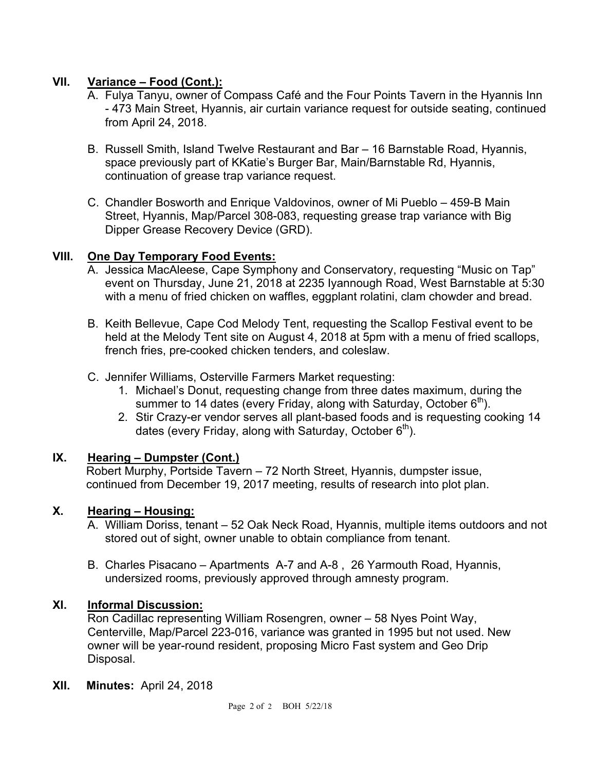## VII. Variance – Food (Cont.):

A. Fulya Tanyu, owner of Compass Café and the Four Points Tavern in the Hyannis Inn - 473 Main Street, Hyannis, air curtain variance request for outside seating, continued from April 24, 2018.

B. Russell Smith, Island Twelve Restaurant and Bar – 16 Barnstable Road, Hyannis, space previously part of KKatie's Burger Bar, Main/Barnstable Rd, Hyannis, continuation of grease trap variance request.

C. Chandler Bosworth and Enrique Valdovinos, owner of Mi Pueblo – 459-B Main Street, Hyannis, Map/Parcel 308-083, requesting grease trap variance with Big Dipper Grease Recovery Device (GRD).

## VIII. One Day Temporary Food Events:

A. Jessica MacAleese, Cape Symphony and Conservatory, requesting "Music on Tap" event on Thursday, June 21, 2018 at 2235 Iyannough Road, West Barnstable at 5:30 with a menu of fried chicken on waffles, eggplant rolatini, clam chowder and bread.

B. Keith Bellevue, Cape Cod Melody Tent, requesting the Scallop Festival event to be held at the Melody Tent site on August 4, 2018 at 5pm with a menu of fried scallops, french fries, pre-cooked chicken tenders, and coleslaw.

C. Jennifer Williams, Osterville Farmers Market requesting:
   1. Michael's Donut, requesting change from three dates maximum, during the summer to 14 dates (every Friday, along with Saturday, October 6th).
   2. Stir Crazy-er vendor serves all plant-based foods and is requesting cooking 14 dates (every Friday, along with Saturday, October 6th).

## IX. Hearing – Dumpster (Cont.)

Robert Murphy, Portside Tavern – 72 North Street, Hyannis, dumpster issue, continued from December 19, 2017 meeting, results of research into plot plan.

## X. Hearing – Housing:

A. William Doriss, tenant – 52 Oak Neck Road, Hyannis, multiple items outdoors and not stored out of sight, owner unable to obtain compliance from tenant.

B. Charles Pisacano – Apartments A-7 and A-8 , 26 Yarmouth Road, Hyannis, undersized rooms, previously approved through amnesty program.

## XI. Informal Discussion:

Ron Cadillac representing William Rosengren, owner – 58 Nyes Point Way, Centerville, Map/Parcel 223-016, variance was granted in 1995 but not used. New owner will be year-round resident, proposing Micro Fast system and Geo Drip Disposal.

## XII. Minutes: April 24, 2018